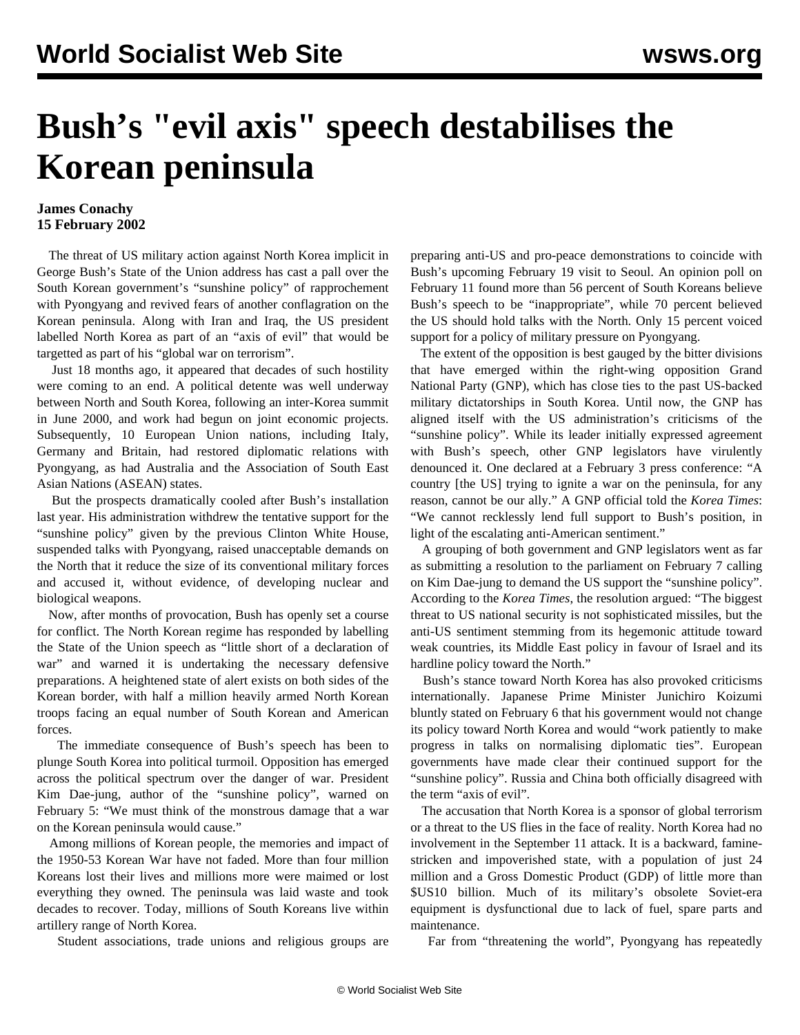# Bush's "evil axis" speech destabilises the Korean peninsula

**James Conachy**
**15 February 2002**

The threat of US military action against North Korea implicit in George Bush's State of the Union address has cast a pall over the South Korean government's "sunshine policy" of rapprochement with Pyongyang and revived fears of another conflagration on the Korean peninsula. Along with Iran and Iraq, the US president labelled North Korea as part of an "axis of evil" that would be targetted as part of his "global war on terrorism".

Just 18 months ago, it appeared that decades of such hostility were coming to an end. A political detente was well underway between North and South Korea, following an inter-Korea summit in June 2000, and work had begun on joint economic projects. Subsequently, 10 European Union nations, including Italy, Germany and Britain, had restored diplomatic relations with Pyongyang, as had Australia and the Association of South East Asian Nations (ASEAN) states.

But the prospects dramatically cooled after Bush's installation last year. His administration withdrew the tentative support for the "sunshine policy" given by the previous Clinton White House, suspended talks with Pyongyang, raised unacceptable demands on the North that it reduce the size of its conventional military forces and accused it, without evidence, of developing nuclear and biological weapons.

Now, after months of provocation, Bush has openly set a course for conflict. The North Korean regime has responded by labelling the State of the Union speech as "little short of a declaration of war" and warned it is undertaking the necessary defensive preparations. A heightened state of alert exists on both sides of the Korean border, with half a million heavily armed North Korean troops facing an equal number of South Korean and American forces.

The immediate consequence of Bush's speech has been to plunge South Korea into political turmoil. Opposition has emerged across the political spectrum over the danger of war. President Kim Dae-jung, author of the "sunshine policy", warned on February 5: "We must think of the monstrous damage that a war on the Korean peninsula would cause."

Among millions of Korean people, the memories and impact of the 1950-53 Korean War have not faded. More than four million Koreans lost their lives and millions more were maimed or lost everything they owned. The peninsula was laid waste and took decades to recover. Today, millions of South Koreans live within artillery range of North Korea.

Student associations, trade unions and religious groups are preparing anti-US and pro-peace demonstrations to coincide with Bush's upcoming February 19 visit to Seoul. An opinion poll on February 11 found more than 56 percent of South Koreans believe Bush's speech to be "inappropriate", while 70 percent believed the US should hold talks with the North. Only 15 percent voiced support for a policy of military pressure on Pyongyang.

The extent of the opposition is best gauged by the bitter divisions that have emerged within the right-wing opposition Grand National Party (GNP), which has close ties to the past US-backed military dictatorships in South Korea. Until now, the GNP has aligned itself with the US administration's criticisms of the "sunshine policy". While its leader initially expressed agreement with Bush's speech, other GNP legislators have virulently denounced it. One declared at a February 3 press conference: "A country [the US] trying to ignite a war on the peninsula, for any reason, cannot be our ally." A GNP official told the *Korea Times*: "We cannot recklessly lend full support to Bush's position, in light of the escalating anti-American sentiment."

A grouping of both government and GNP legislators went as far as submitting a resolution to the parliament on February 7 calling on Kim Dae-jung to demand the US support the "sunshine policy". According to the *Korea Times*, the resolution argued: "The biggest threat to US national security is not sophisticated missiles, but the anti-US sentiment stemming from its hegemonic attitude toward weak countries, its Middle East policy in favour of Israel and its hardline policy toward the North."

Bush's stance toward North Korea has also provoked criticisms internationally. Japanese Prime Minister Junichiro Koizumi bluntly stated on February 6 that his government would not change its policy toward North Korea and would "work patiently to make progress in talks on normalising diplomatic ties". European governments have made clear their continued support for the "sunshine policy". Russia and China both officially disagreed with the term "axis of evil".

The accusation that North Korea is a sponsor of global terrorism or a threat to the US flies in the face of reality. North Korea had no involvement in the September 11 attack. It is a backward, famine-stricken and impoverished state, with a population of just 24 million and a Gross Domestic Product (GDP) of little more than $US10 billion. Much of its military's obsolete Soviet-era equipment is dysfunctional due to lack of fuel, spare parts and maintenance.

Far from "threatening the world", Pyongyang has repeatedly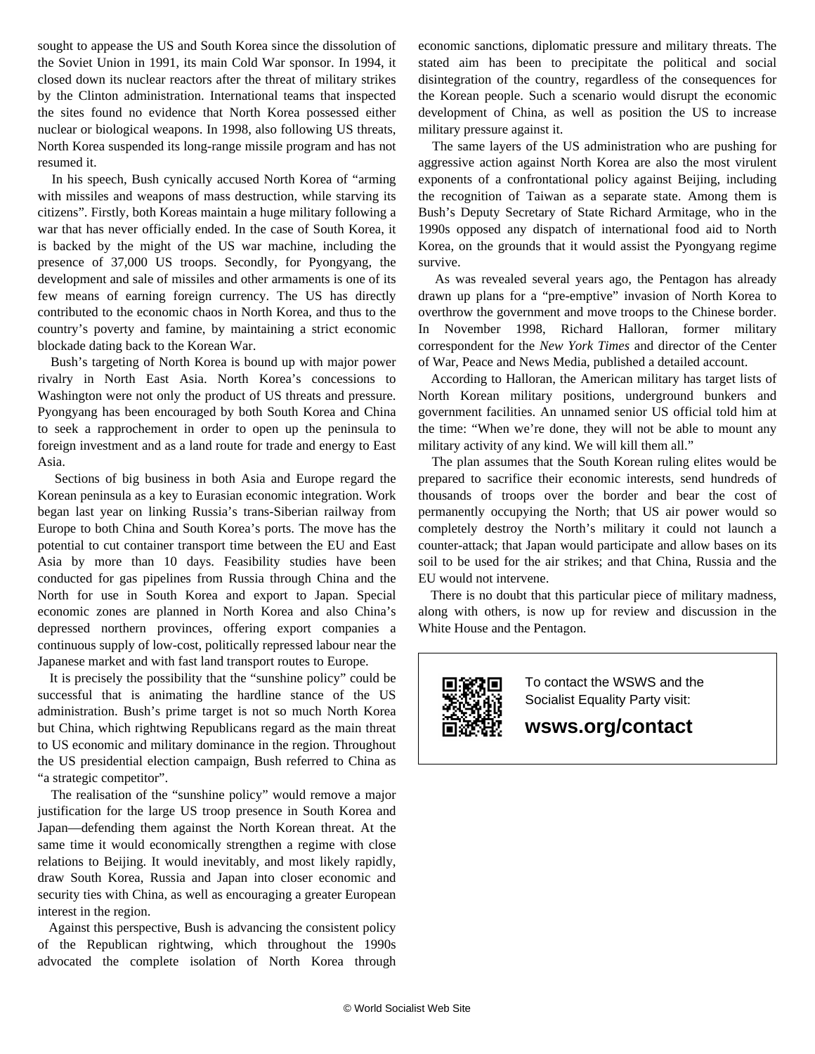sought to appease the US and South Korea since the dissolution of the Soviet Union in 1991, its main Cold War sponsor. In 1994, it closed down its nuclear reactors after the threat of military strikes by the Clinton administration. International teams that inspected the sites found no evidence that North Korea possessed either nuclear or biological weapons. In 1998, also following US threats, North Korea suspended its long-range missile program and has not resumed it.

In his speech, Bush cynically accused North Korea of "arming with missiles and weapons of mass destruction, while starving its citizens". Firstly, both Koreas maintain a huge military following a war that has never officially ended. In the case of South Korea, it is backed by the might of the US war machine, including the presence of 37,000 US troops. Secondly, for Pyongyang, the development and sale of missiles and other armaments is one of its few means of earning foreign currency. The US has directly contributed to the economic chaos in North Korea, and thus to the country's poverty and famine, by maintaining a strict economic blockade dating back to the Korean War.

Bush's targeting of North Korea is bound up with major power rivalry in North East Asia. North Korea's concessions to Washington were not only the product of US threats and pressure. Pyongyang has been encouraged by both South Korea and China to seek a rapprochement in order to open up the peninsula to foreign investment and as a land route for trade and energy to East Asia.

Sections of big business in both Asia and Europe regard the Korean peninsula as a key to Eurasian economic integration. Work began last year on linking Russia's trans-Siberian railway from Europe to both China and South Korea's ports. The move has the potential to cut container transport time between the EU and East Asia by more than 10 days. Feasibility studies have been conducted for gas pipelines from Russia through China and the North for use in South Korea and export to Japan. Special economic zones are planned in North Korea and also China's depressed northern provinces, offering export companies a continuous supply of low-cost, politically repressed labour near the Japanese market and with fast land transport routes to Europe.

It is precisely the possibility that the "sunshine policy" could be successful that is animating the hardline stance of the US administration. Bush's prime target is not so much North Korea but China, which rightwing Republicans regard as the main threat to US economic and military dominance in the region. Throughout the US presidential election campaign, Bush referred to China as "a strategic competitor".

The realisation of the "sunshine policy" would remove a major justification for the large US troop presence in South Korea and Japan—defending them against the North Korean threat. At the same time it would economically strengthen a regime with close relations to Beijing. It would inevitably, and most likely rapidly, draw South Korea, Russia and Japan into closer economic and security ties with China, as well as encouraging a greater European interest in the region.

Against this perspective, Bush is advancing the consistent policy of the Republican rightwing, which throughout the 1990s advocated the complete isolation of North Korea through economic sanctions, diplomatic pressure and military threats. The stated aim has been to precipitate the political and social disintegration of the country, regardless of the consequences for the Korean people. Such a scenario would disrupt the economic development of China, as well as position the US to increase military pressure against it.

The same layers of the US administration who are pushing for aggressive action against North Korea are also the most virulent exponents of a confrontational policy against Beijing, including the recognition of Taiwan as a separate state. Among them is Bush's Deputy Secretary of State Richard Armitage, who in the 1990s opposed any dispatch of international food aid to North Korea, on the grounds that it would assist the Pyongyang regime survive.

As was revealed several years ago, the Pentagon has already drawn up plans for a "pre-emptive" invasion of North Korea to overthrow the government and move troops to the Chinese border. In November 1998, Richard Halloran, former military correspondent for the *New York Times* and director of the Center of War, Peace and News Media, published a detailed account.

According to Halloran, the American military has target lists of North Korean military positions, underground bunkers and government facilities. An unnamed senior US official told him at the time: "When we're done, they will not be able to mount any military activity of any kind. We will kill them all."

The plan assumes that the South Korean ruling elites would be prepared to sacrifice their economic interests, send hundreds of thousands of troops over the border and bear the cost of permanently occupying the North; that US air power would so completely destroy the North's military it could not launch a counter-attack; that Japan would participate and allow bases on its soil to be used for the air strikes; and that China, Russia and the EU would not intervene.

There is no doubt that this particular piece of military madness, along with others, is now up for review and discussion in the White House and the Pentagon.

To contact the WSWS and the Socialist Equality Party visit:

**wsws.org/contact**